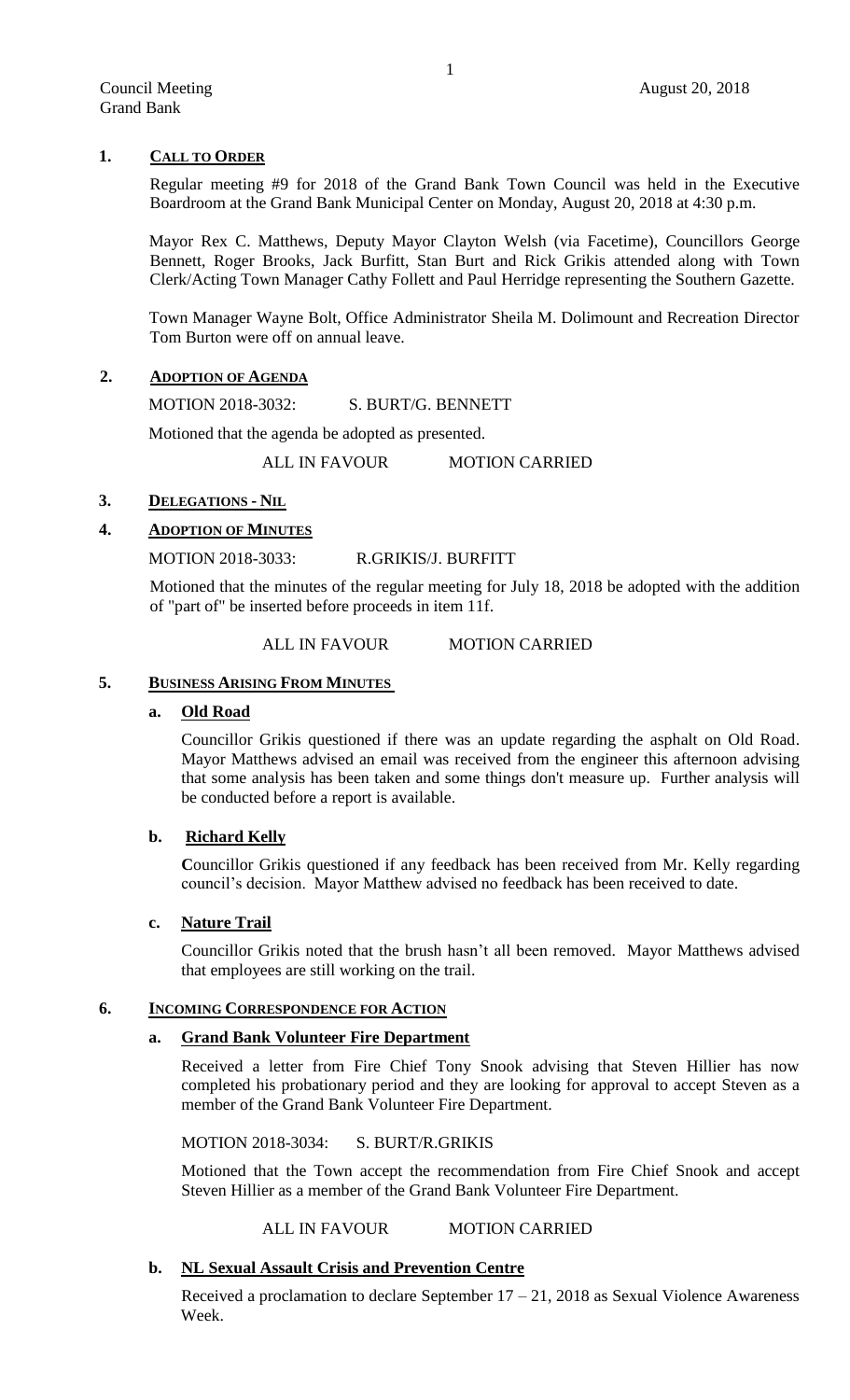## 1. CALL TO ORDER

Regular meeting #9 for 2018 of the Grand Bank Town Council was held in the Executive Boardroom at the Grand Bank Municipal Center on Monday, August 20, 2018 at 4:30 p.m.

Mayor Rex C. Matthews, Deputy Mayor Clayton Welsh (via Facetime), Councillors George Bennett, Roger Brooks, Jack Burfitt, Stan Burt and Rick Grikis attended along with Town Clerk/Acting Town Manager Cathy Follett and Paul Herridge representing the Southern Gazette.

Town Manager Wayne Bolt, Office Administrator Sheila M. Dolimount and Recreation Director Tom Burton were off on annual leave.

## 2. ADOPTION OF AGENDA

MOTION 2018-3032: S. BURT/G. BENNETT

Motioned that the agenda be adopted as presented.

ALL IN FAVOUR MOTION CARRIED

## 3. DELEGATIONS - NIL

## 4. ADOPTION OF MINUTES

MOTION 2018-3033: R.GRIKIS/J. BURFITT

Motioned that the minutes of the regular meeting for July 18, 2018 be adopted with the addition of "part of" be inserted before proceeds in item 11f.

ALL IN FAVOUR MOTION CARRIED

## 5. BUSINESS ARISING FROM MINUTES

### a. Old Road

Councillor Grikis questioned if there was an update regarding the asphalt on Old Road. Mayor Matthews advised an email was received from the engineer this afternoon advising that some analysis has been taken and some things don't measure up. Further analysis will be conducted before a report is available.

### b. Richard Kelly

Councillor Grikis questioned if any feedback has been received from Mr. Kelly regarding council's decision. Mayor Matthew advised no feedback has been received to date.

### c. Nature Trail

Councillor Grikis noted that the brush hasn't all been removed. Mayor Matthews advised that employees are still working on the trail.

## 6. INCOMING CORRESPONDENCE FOR ACTION

### a. Grand Bank Volunteer Fire Department

Received a letter from Fire Chief Tony Snook advising that Steven Hillier has now completed his probationary period and they are looking for approval to accept Steven as a member of the Grand Bank Volunteer Fire Department.

MOTION 2018-3034: S. BURT/R.GRIKIS

Motioned that the Town accept the recommendation from Fire Chief Snook and accept Steven Hillier as a member of the Grand Bank Volunteer Fire Department.

ALL IN FAVOUR MOTION CARRIED

### b. NL Sexual Assault Crisis and Prevention Centre

Received a proclamation to declare September 17 – 21, 2018 as Sexual Violence Awareness Week.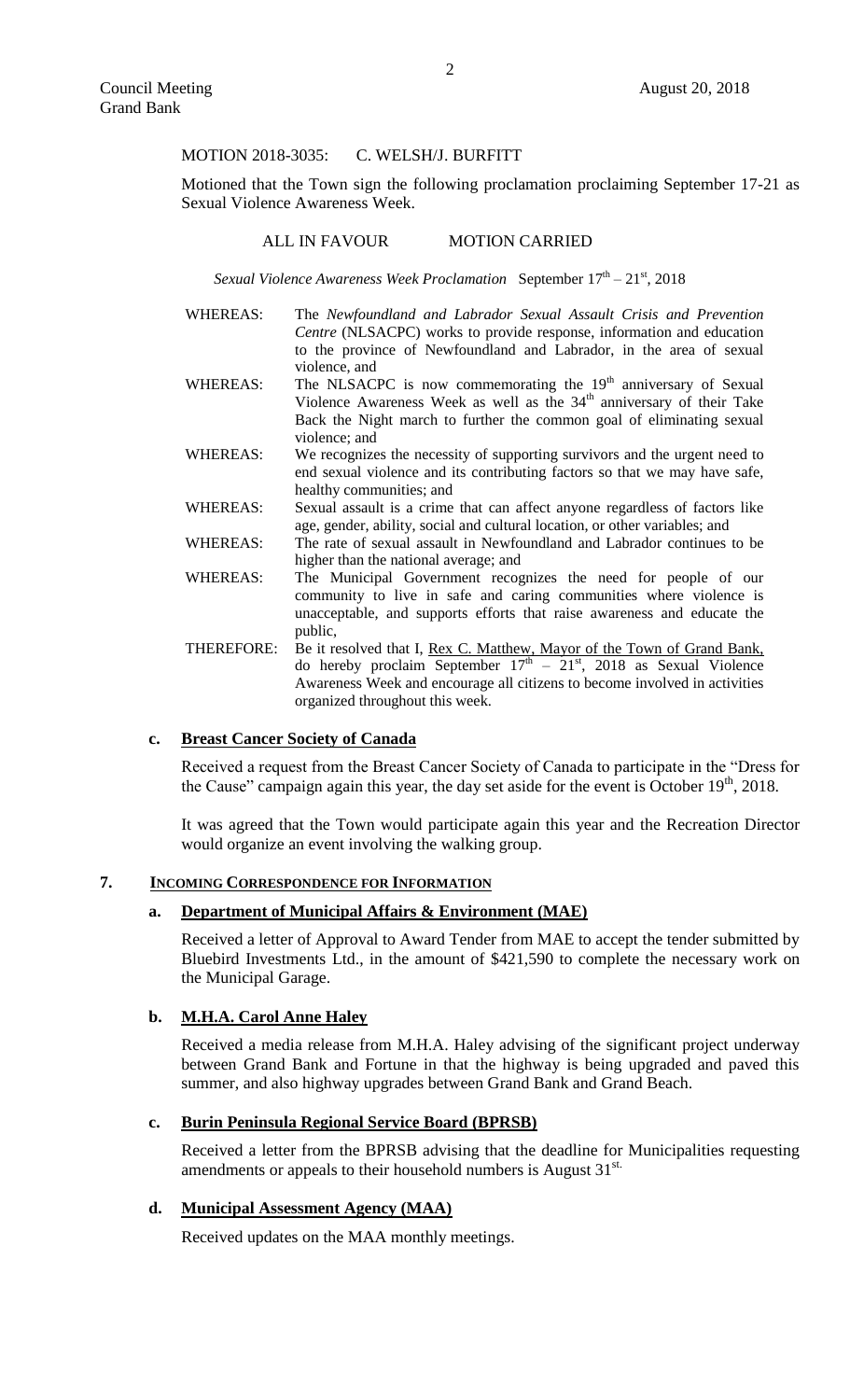MOTION 2018-3035: C. WELSH/J. BURFITT

Motioned that the Town sign the following proclamation proclaiming September 17-21 as Sexual Violence Awareness Week.

ALL IN FAVOUR MOTION CARRIED

*Sexual Violence Awareness Week Proclamation* September 17th – 21st, 2018

| | |
|---|---|
| WHEREAS: | The *Newfoundland and Labrador Sexual Assault Crisis and Prevention Centre* (NLSACPC) works to provide response, information and education to the province of Newfoundland and Labrador, in the area of sexual violence, and |
| WHEREAS: | The NLSACPC is now commemorating the 19th anniversary of Sexual Violence Awareness Week as well as the 34th anniversary of their Take Back the Night march to further the common goal of eliminating sexual violence; and |
| WHEREAS: | We recognizes the necessity of supporting survivors and the urgent need to end sexual violence and its contributing factors so that we may have safe, healthy communities; and |
| WHEREAS: | Sexual assault is a crime that can affect anyone regardless of factors like age, gender, ability, social and cultural location, or other variables; and |
| WHEREAS: | The rate of sexual assault in Newfoundland and Labrador continues to be higher than the national average; and |
| WHEREAS: | The Municipal Government recognizes the need for people of our community to live in safe and caring communities where violence is unacceptable, and supports efforts that raise awareness and educate the public, |
| THEREFORE: | Be it resolved that I, Rex C. Matthew, Mayor of the Town of Grand Bank, do hereby proclaim September 17th – 21st, 2018 as Sexual Violence Awareness Week and encourage all citizens to become involved in activities organized throughout this week. |

**c. Breast Cancer Society of Canada**

Received a request from the Breast Cancer Society of Canada to participate in the "Dress for the Cause" campaign again this year, the day set aside for the event is October 19th, 2018.

It was agreed that the Town would participate again this year and the Recreation Director would organize an event involving the walking group.

## 7. INCOMING CORRESPONDENCE FOR INFORMATION

**a. Department of Municipal Affairs & Environment (MAE)**

Received a letter of Approval to Award Tender from MAE to accept the tender submitted by Bluebird Investments Ltd., in the amount of $421,590 to complete the necessary work on the Municipal Garage.

**b. M.H.A. Carol Anne Haley**

Received a media release from M.H.A. Haley advising of the significant project underway between Grand Bank and Fortune in that the highway is being upgraded and paved this summer, and also highway upgrades between Grand Bank and Grand Beach.

**c. Burin Peninsula Regional Service Board (BPRSB)**

Received a letter from the BPRSB advising that the deadline for Municipalities requesting amendments or appeals to their household numbers is August 31st.

**d. Municipal Assessment Agency (MAA)**

Received updates on the MAA monthly meetings.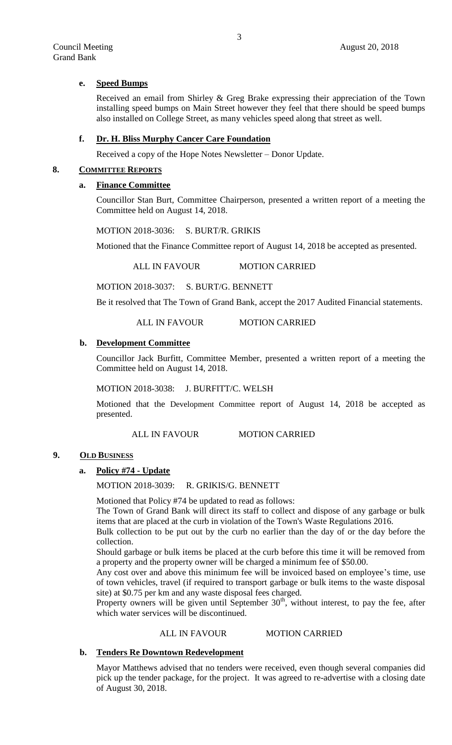**e. Speed Bumps**

Received an email from Shirley & Greg Brake expressing their appreciation of the Town installing speed bumps on Main Street however they feel that there should be speed bumps also installed on College Street, as many vehicles speed along that street as well.

**f. Dr. H. Bliss Murphy Cancer Care Foundation**

Received a copy of the Hope Notes Newsletter – Donor Update.

## 8. COMMITTEE REPORTS

**a. Finance Committee**

Councillor Stan Burt, Committee Chairperson, presented a written report of a meeting the Committee held on August 14, 2018.

MOTION 2018-3036: S. BURT/R. GRIKIS

Motioned that the Finance Committee report of August 14, 2018 be accepted as presented.

ALL IN FAVOUR MOTION CARRIED

MOTION 2018-3037: S. BURT/G. BENNETT

Be it resolved that The Town of Grand Bank, accept the 2017 Audited Financial statements.

ALL IN FAVOUR MOTION CARRIED

**b. Development Committee**

Councillor Jack Burfitt, Committee Member, presented a written report of a meeting the Committee held on August 14, 2018.

MOTION 2018-3038: J. BURFITT/C. WELSH

Motioned that the Development Committee report of August 14, 2018 be accepted as presented.

ALL IN FAVOUR MOTION CARRIED

## 9. OLD BUSINESS

**a. Policy #74 - Update**

MOTION 2018-3039: R. GRIKIS/G. BENNETT

Motioned that Policy #74 be updated to read as follows:

The Town of Grand Bank will direct its staff to collect and dispose of any garbage or bulk items that are placed at the curb in violation of the Town's Waste Regulations 2016.

Bulk collection to be put out by the curb no earlier than the day of or the day before the collection.

Should garbage or bulk items be placed at the curb before this time it will be removed from a property and the property owner will be charged a minimum fee of $50.00.

Any cost over and above this minimum fee will be invoiced based on employee's time, use of town vehicles, travel (if required to transport garbage or bulk items to the waste disposal site) at $0.75 per km and any waste disposal fees charged.

Property owners will be given until September 30th, without interest, to pay the fee, after which water services will be discontinued.

ALL IN FAVOUR MOTION CARRIED

**b. Tenders Re Downtown Redevelopment**

Mayor Matthews advised that no tenders were received, even though several companies did pick up the tender package, for the project. It was agreed to re-advertise with a closing date of August 30, 2018.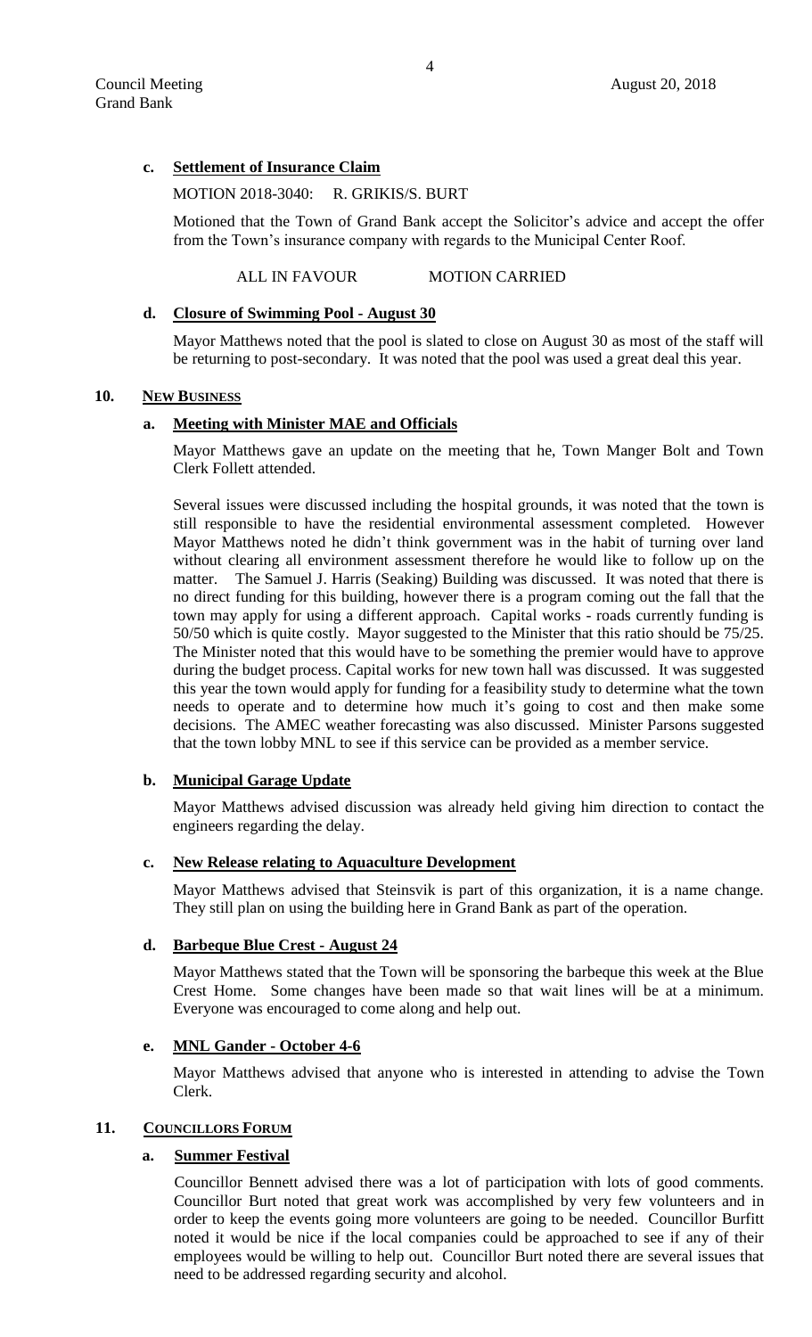**c. Settlement of Insurance Claim**

MOTION 2018-3040: R. GRIKIS/S. BURT

Motioned that the Town of Grand Bank accept the Solicitor's advice and accept the offer from the Town's insurance company with regards to the Municipal Center Roof.

ALL IN FAVOUR MOTION CARRIED

**d. Closure of Swimming Pool - August 30**

Mayor Matthews noted that the pool is slated to close on August 30 as most of the staff will be returning to post-secondary. It was noted that the pool was used a great deal this year.

## 10. NEW BUSINESS

**a. Meeting with Minister MAE and Officials**

Mayor Matthews gave an update on the meeting that he, Town Manger Bolt and Town Clerk Follett attended.

Several issues were discussed including the hospital grounds, it was noted that the town is still responsible to have the residential environmental assessment completed. However Mayor Matthews noted he didn't think government was in the habit of turning over land without clearing all environment assessment therefore he would like to follow up on the matter. The Samuel J. Harris (Seaking) Building was discussed. It was noted that there is no direct funding for this building, however there is a program coming out the fall that the town may apply for using a different approach. Capital works - roads currently funding is 50/50 which is quite costly. Mayor suggested to the Minister that this ratio should be 75/25. The Minister noted that this would have to be something the premier would have to approve during the budget process. Capital works for new town hall was discussed. It was suggested this year the town would apply for funding for a feasibility study to determine what the town needs to operate and to determine how much it's going to cost and then make some decisions. The AMEC weather forecasting was also discussed. Minister Parsons suggested that the town lobby MNL to see if this service can be provided as a member service.

**b. Municipal Garage Update**

Mayor Matthews advised discussion was already held giving him direction to contact the engineers regarding the delay.

**c. New Release relating to Aquaculture Development**

Mayor Matthews advised that Steinsvik is part of this organization, it is a name change. They still plan on using the building here in Grand Bank as part of the operation.

**d. Barbeque Blue Crest - August 24**

Mayor Matthews stated that the Town will be sponsoring the barbeque this week at the Blue Crest Home. Some changes have been made so that wait lines will be at a minimum. Everyone was encouraged to come along and help out.

**e. MNL Gander - October 4-6**

Mayor Matthews advised that anyone who is interested in attending to advise the Town Clerk.

## 11. COUNCILLORS FORUM

**a. Summer Festival**

Councillor Bennett advised there was a lot of participation with lots of good comments. Councillor Burt noted that great work was accomplished by very few volunteers and in order to keep the events going more volunteers are going to be needed. Councillor Burfitt noted it would be nice if the local companies could be approached to see if any of their employees would be willing to help out. Councillor Burt noted there are several issues that need to be addressed regarding security and alcohol.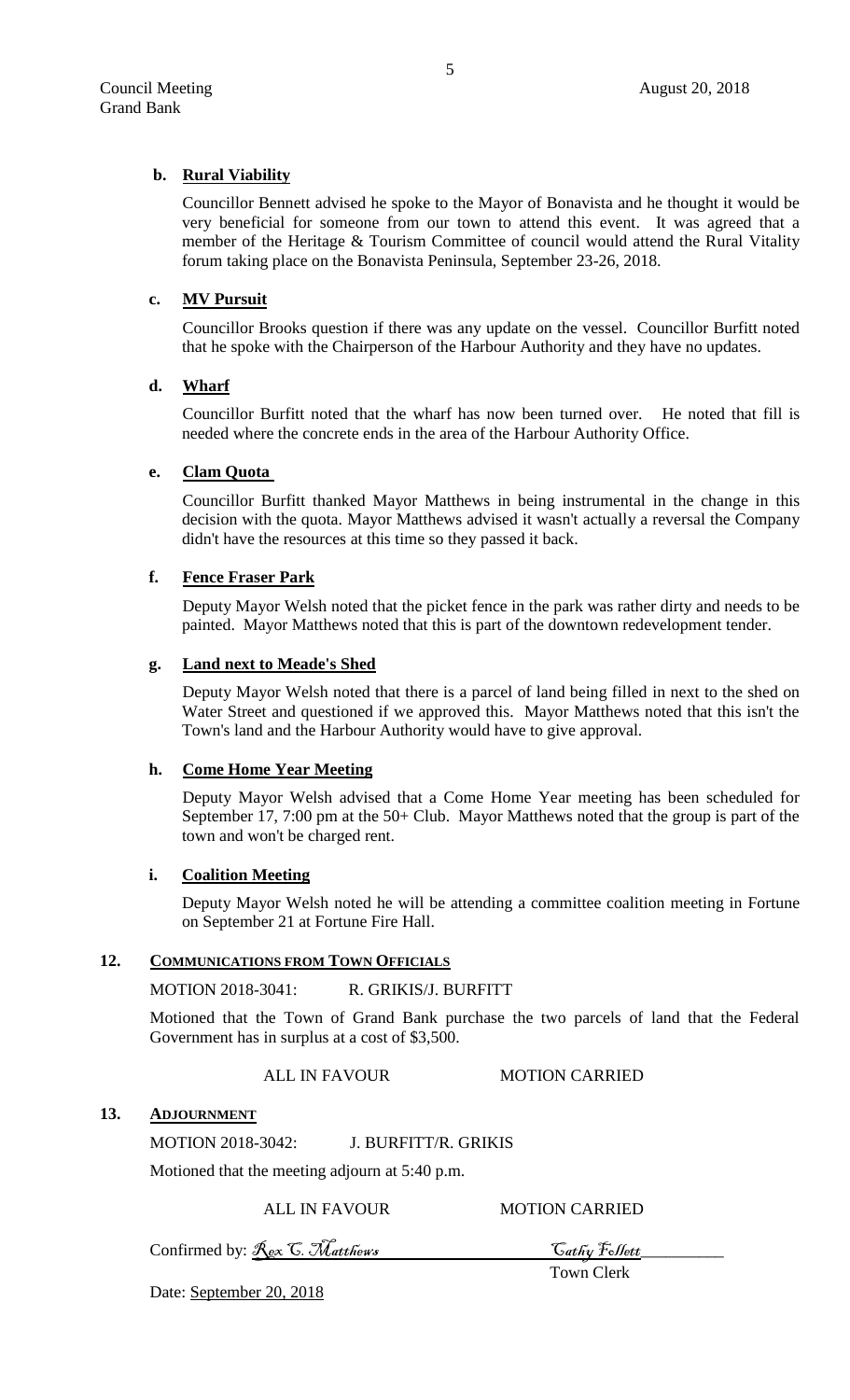**b. Rural Viability**

Councillor Bennett advised he spoke to the Mayor of Bonavista and he thought it would be very beneficial for someone from our town to attend this event. It was agreed that a member of the Heritage & Tourism Committee of council would attend the Rural Vitality forum taking place on the Bonavista Peninsula, September 23-26, 2018.

**c. MV Pursuit**

Councillor Brooks question if there was any update on the vessel. Councillor Burfitt noted that he spoke with the Chairperson of the Harbour Authority and they have no updates.

**d. Wharf**

Councillor Burfitt noted that the wharf has now been turned over. He noted that fill is needed where the concrete ends in the area of the Harbour Authority Office.

**e. Clam Quota**

Councillor Burfitt thanked Mayor Matthews in being instrumental in the change in this decision with the quota. Mayor Matthews advised it wasn't actually a reversal the Company didn't have the resources at this time so they passed it back.

**f. Fence Fraser Park**

Deputy Mayor Welsh noted that the picket fence in the park was rather dirty and needs to be painted. Mayor Matthews noted that this is part of the downtown redevelopment tender.

**g. Land next to Meade's Shed**

Deputy Mayor Welsh noted that there is a parcel of land being filled in next to the shed on Water Street and questioned if we approved this. Mayor Matthews noted that this isn't the Town's land and the Harbour Authority would have to give approval.

**h. Come Home Year Meeting**

Deputy Mayor Welsh advised that a Come Home Year meeting has been scheduled for September 17, 7:00 pm at the 50+ Club. Mayor Matthews noted that the group is part of the town and won't be charged rent.

**i. Coalition Meeting**

Deputy Mayor Welsh noted he will be attending a committee coalition meeting in Fortune on September 21 at Fortune Fire Hall.

## 12. COMMUNICATIONS FROM TOWN OFFICIALS

MOTION 2018-3041: R. GRIKIS/J. BURFITT

Motioned that the Town of Grand Bank purchase the two parcels of land that the Federal Government has in surplus at a cost of $3,500.

ALL IN FAVOUR MOTION CARRIED

## 13. ADJOURNMENT

MOTION 2018-3042: J. BURFITT/R. GRIKIS

Motioned that the meeting adjourn at 5:40 p.m.

ALL IN FAVOUR MOTION CARRIED

Confirmed by: *Rex C. Matthews* *Cathy Follett*

Town Clerk

Date: September 20, 2018